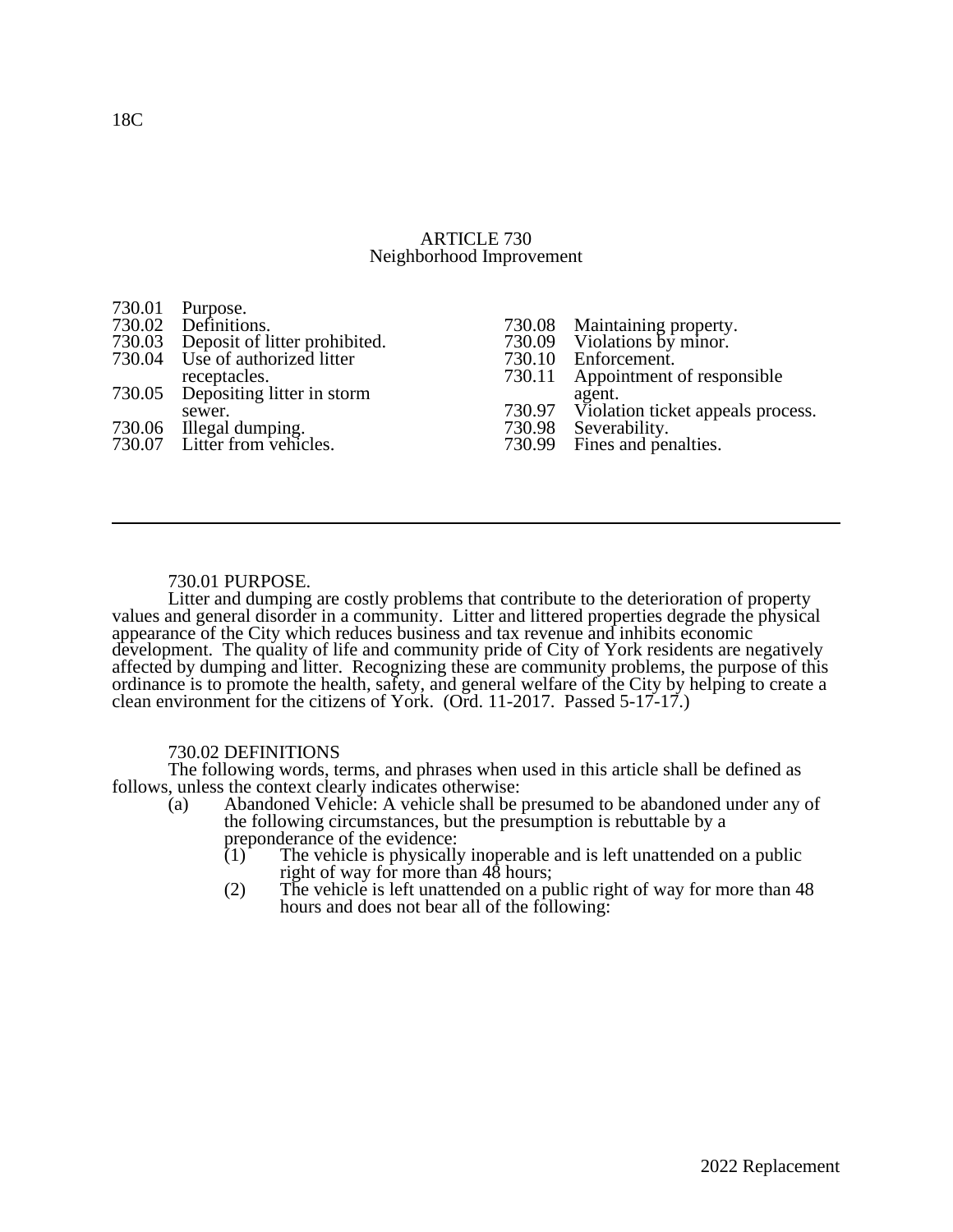## ARTICLE 730
## Neighborhood Improvement

730.01 Purpose.
730.02 Definitions.
730.03 Deposit of litter prohibited.
730.04 Use of authorized litter receptacles.
730.05 Depositing litter in storm sewer.
730.06 Illegal dumping.
730.07 Litter from vehicles.
730.08 Maintaining property.
730.09 Violations by minor.
730.10 Enforcement.
730.11 Appointment of responsible agent.
730.97 Violation ticket appeals process.
730.98 Severability.
730.99 Fines and penalties.

---

### 730.01 PURPOSE.

Litter and dumping are costly problems that contribute to the deterioration of property values and general disorder in a community. Litter and littered properties degrade the physical appearance of the City which reduces business and tax revenue and inhibits economic development. The quality of life and community pride of City of York residents are negatively affected by dumping and litter. Recognizing these are community problems, the purpose of this ordinance is to promote the health, safety, and general welfare of the City by helping to create a clean environment for the citizens of York. (Ord. 11-2017. Passed 5-17-17.)

### 730.02 DEFINITIONS

The following words, terms, and phrases when used in this article shall be defined as follows, unless the context clearly indicates otherwise:

(a) Abandoned Vehicle: A vehicle shall be presumed to be abandoned under any of the following circumstances, but the presumption is rebuttable by a preponderance of the evidence:

  (1) The vehicle is physically inoperable and is left unattended on a public right of way for more than 48 hours;

  (2) The vehicle is left unattended on a public right of way for more than 48 hours and does not bear all of the following: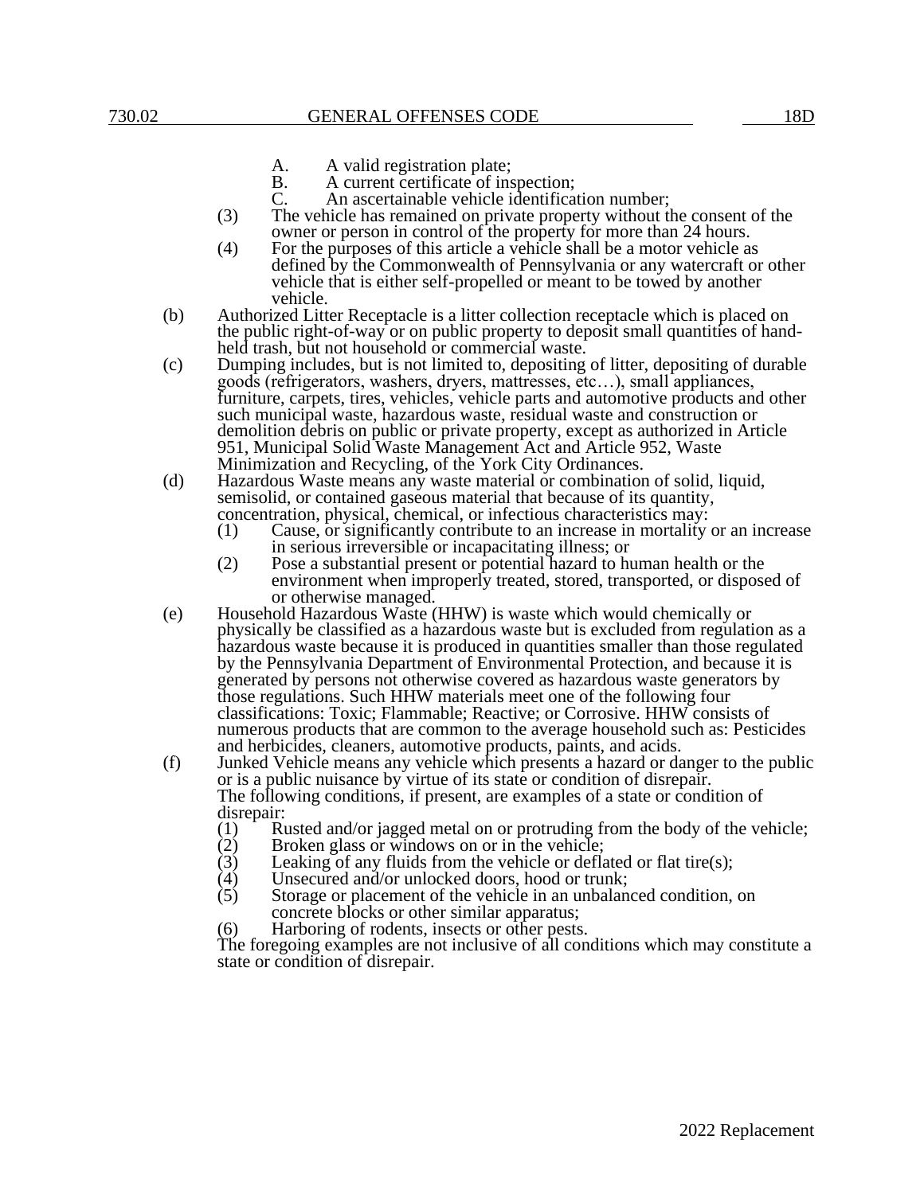A. A valid registration plate;
B. A current certificate of inspection;
C. An ascertainable vehicle identification number;

(3) The vehicle has remained on private property without the consent of the owner or person in control of the property for more than 24 hours.

(4) For the purposes of this article a vehicle shall be a motor vehicle as defined by the Commonwealth of Pennsylvania or any watercraft or other vehicle that is either self-propelled or meant to be towed by another vehicle.

(b) Authorized Litter Receptacle is a litter collection receptacle which is placed on the public right-of-way or on public property to deposit small quantities of hand-held trash, but not household or commercial waste.

(c) Dumping includes, but is not limited to, depositing of litter, depositing of durable goods (refrigerators, washers, dryers, mattresses, etc…), small appliances, furniture, carpets, tires, vehicles, vehicle parts and automotive products and other such municipal waste, hazardous waste, residual waste and construction or demolition debris on public or private property, except as authorized in Article 951, Municipal Solid Waste Management Act and Article 952, Waste Minimization and Recycling, of the York City Ordinances.

(d) Hazardous Waste means any waste material or combination of solid, liquid, semisolid, or contained gaseous material that because of its quantity, concentration, physical, chemical, or infectious characteristics may:

(1) Cause, or significantly contribute to an increase in mortality or an increase in serious irreversible or incapacitating illness; or

(2) Pose a substantial present or potential hazard to human health or the environment when improperly treated, stored, transported, or disposed of or otherwise managed.

(e) Household Hazardous Waste (HHW) is waste which would chemically or physically be classified as a hazardous waste but is excluded from regulation as a hazardous waste because it is produced in quantities smaller than those regulated by the Pennsylvania Department of Environmental Protection, and because it is generated by persons not otherwise covered as hazardous waste generators by those regulations. Such HHW materials meet one of the following four classifications: Toxic; Flammable; Reactive; or Corrosive. HHW consists of numerous products that are common to the average household such as: Pesticides and herbicides, cleaners, automotive products, paints, and acids.

(f) Junked Vehicle means any vehicle which presents a hazard or danger to the public or is a public nuisance by virtue of its state or condition of disrepair. The following conditions, if present, are examples of a state or condition of disrepair:

(1) Rusted and/or jagged metal on or protruding from the body of the vehicle;
(2) Broken glass or windows on or in the vehicle;
(3) Leaking of any fluids from the vehicle or deflated or flat tire(s);
(4) Unsecured and/or unlocked doors, hood or trunk;
(5) Storage or placement of the vehicle in an unbalanced condition, on concrete blocks or other similar apparatus;
(6) Harboring of rodents, insects or other pests.

The foregoing examples are not inclusive of all conditions which may constitute a state or condition of disrepair.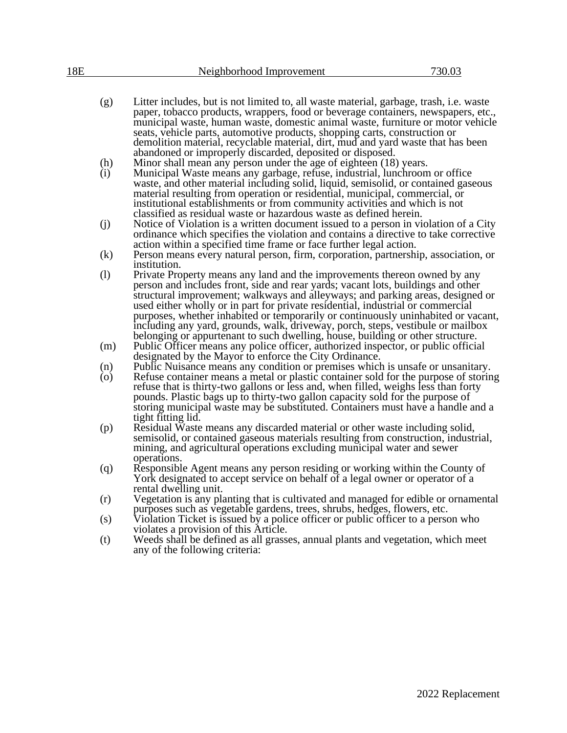(g) Litter includes, but is not limited to, all waste material, garbage, trash, i.e. waste paper, tobacco products, wrappers, food or beverage containers, newspapers, etc., municipal waste, human waste, domestic animal waste, furniture or motor vehicle seats, vehicle parts, automotive products, shopping carts, construction or demolition material, recyclable material, dirt, mud and yard waste that has been abandoned or improperly discarded, deposited or disposed.

(h) Minor shall mean any person under the age of eighteen (18) years.

(i) Municipal Waste means any garbage, refuse, industrial, lunchroom or office waste, and other material including solid, liquid, semisolid, or contained gaseous material resulting from operation or residential, municipal, commercial, or institutional establishments or from community activities and which is not classified as residual waste or hazardous waste as defined herein.

(j) Notice of Violation is a written document issued to a person in violation of a City ordinance which specifies the violation and contains a directive to take corrective action within a specified time frame or face further legal action.

(k) Person means every natural person, firm, corporation, partnership, association, or institution.

(l) Private Property means any land and the improvements thereon owned by any person and includes front, side and rear yards; vacant lots, buildings and other structural improvement; walkways and alleyways; and parking areas, designed or used either wholly or in part for private residential, industrial or commercial purposes, whether inhabited or temporarily or continuously uninhabited or vacant, including any yard, grounds, walk, driveway, porch, steps, vestibule or mailbox belonging or appurtenant to such dwelling, house, building or other structure.

(m) Public Officer means any police officer, authorized inspector, or public official designated by the Mayor to enforce the City Ordinance.

(n) Public Nuisance means any condition or premises which is unsafe or unsanitary.

(o) Refuse container means a metal or plastic container sold for the purpose of storing refuse that is thirty-two gallons or less and, when filled, weighs less than forty pounds. Plastic bags up to thirty-two gallon capacity sold for the purpose of storing municipal waste may be substituted. Containers must have a handle and a tight fitting lid.

(p) Residual Waste means any discarded material or other waste including solid, semisolid, or contained gaseous materials resulting from construction, industrial, mining, and agricultural operations excluding municipal water and sewer operations.

(q) Responsible Agent means any person residing or working within the County of York designated to accept service on behalf of a legal owner or operator of a rental dwelling unit.

(r) Vegetation is any planting that is cultivated and managed for edible or ornamental purposes such as vegetable gardens, trees, shrubs, hedges, flowers, etc.

(s) Violation Ticket is issued by a police officer or public officer to a person who violates a provision of this Article.

(t) Weeds shall be defined as all grasses, annual plants and vegetation, which meet any of the following criteria: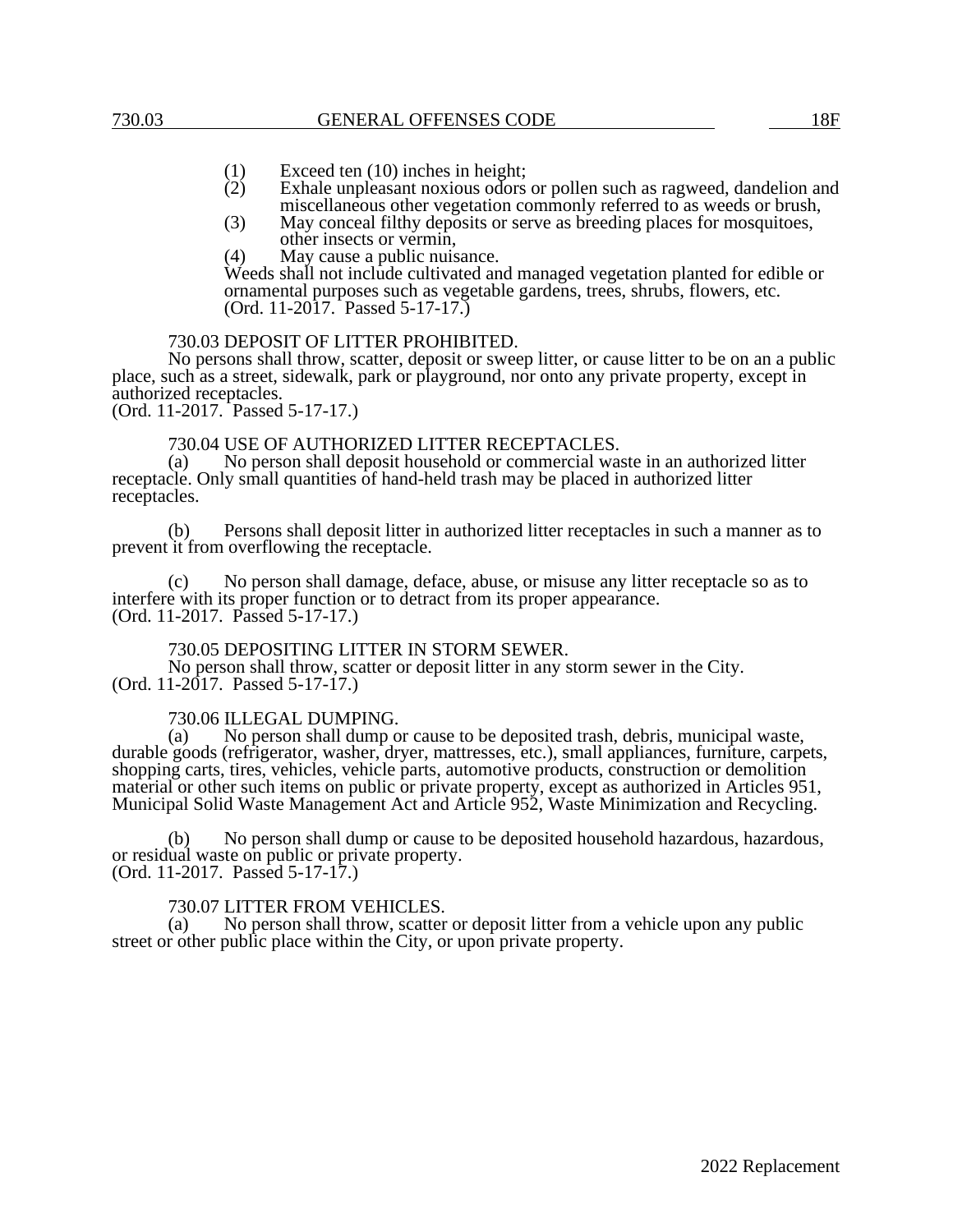(1) Exceed ten (10) inches in height;
(2) Exhale unpleasant noxious odors or pollen such as ragweed, dandelion and miscellaneous other vegetation commonly referred to as weeds or brush,
(3) May conceal filthy deposits or serve as breeding places for mosquitoes, other insects or vermin,
(4) May cause a public nuisance.

Weeds shall not include cultivated and managed vegetation planted for edible or ornamental purposes such as vegetable gardens, trees, shrubs, flowers, etc.
(Ord. 11-2017. Passed 5-17-17.)

730.03 DEPOSIT OF LITTER PROHIBITED.

No persons shall throw, scatter, deposit or sweep litter, or cause litter to be on an a public place, such as a street, sidewalk, park or playground, nor onto any private property, except in authorized receptacles.
(Ord. 11-2017. Passed 5-17-17.)

730.04 USE OF AUTHORIZED LITTER RECEPTACLES.

(a) No person shall deposit household or commercial waste in an authorized litter receptacle. Only small quantities of hand-held trash may be placed in authorized litter receptacles.

(b) Persons shall deposit litter in authorized litter receptacles in such a manner as to prevent it from overflowing the receptacle.

(c) No person shall damage, deface, abuse, or misuse any litter receptacle so as to interfere with its proper function or to detract from its proper appearance.
(Ord. 11-2017. Passed 5-17-17.)

730.05 DEPOSITING LITTER IN STORM SEWER.

No person shall throw, scatter or deposit litter in any storm sewer in the City.
(Ord. 11-2017. Passed 5-17-17.)

730.06 ILLEGAL DUMPING.

(a) No person shall dump or cause to be deposited trash, debris, municipal waste, durable goods (refrigerator, washer, dryer, mattresses, etc.), small appliances, furniture, carpets, shopping carts, tires, vehicles, vehicle parts, automotive products, construction or demolition material or other such items on public or private property, except as authorized in Articles 951, Municipal Solid Waste Management Act and Article 952, Waste Minimization and Recycling.

(b) No person shall dump or cause to be deposited household hazardous, hazardous, or residual waste on public or private property.
(Ord. 11-2017. Passed 5-17-17.)

730.07 LITTER FROM VEHICLES.

(a) No person shall throw, scatter or deposit litter from a vehicle upon any public street or other public place within the City, or upon private property.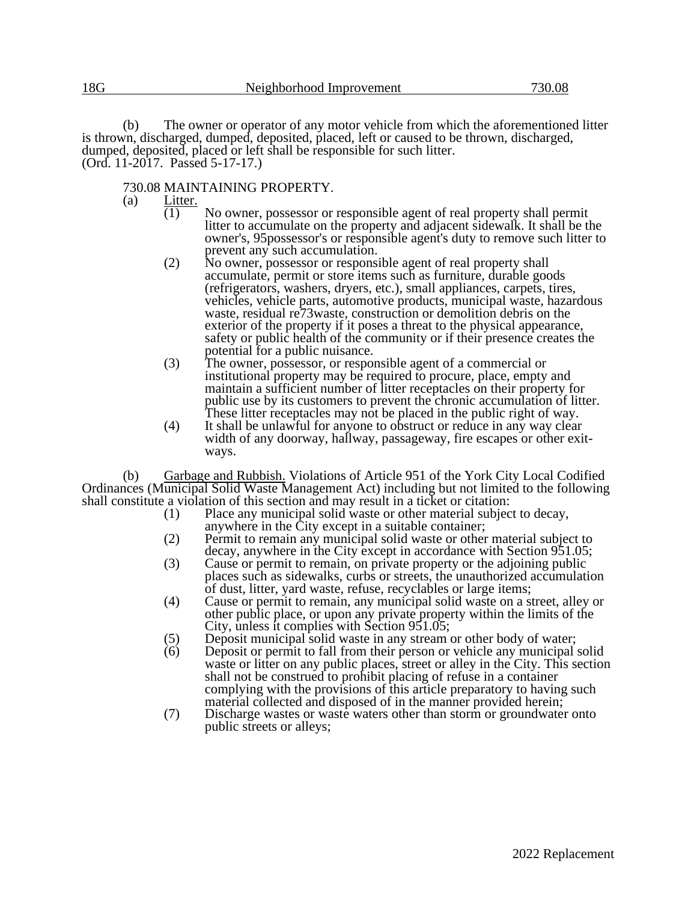(b) The owner or operator of any motor vehicle from which the aforementioned litter is thrown, discharged, dumped, deposited, placed, left or caused to be thrown, discharged, dumped, deposited, placed or left shall be responsible for such litter.
(Ord. 11-2017. Passed 5-17-17.)

## 730.08 MAINTAINING PROPERTY.

(a) Litter.

(1) No owner, possessor or responsible agent of real property shall permit litter to accumulate on the property and adjacent sidewalk. It shall be the owner's, 95possessor's or responsible agent's duty to remove such litter to prevent any such accumulation.

(2) No owner, possessor or responsible agent of real property shall accumulate, permit or store items such as furniture, durable goods (refrigerators, washers, dryers, etc.), small appliances, carpets, tires, vehicles, vehicle parts, automotive products, municipal waste, hazardous waste, residual re73waste, construction or demolition debris on the exterior of the property if it poses a threat to the physical appearance, safety or public health of the community or if their presence creates the potential for a public nuisance.

(3) The owner, possessor, or responsible agent of a commercial or institutional property may be required to procure, place, empty and maintain a sufficient number of litter receptacles on their property for public use by its customers to prevent the chronic accumulation of litter. These litter receptacles may not be placed in the public right of way.

(4) It shall be unlawful for anyone to obstruct or reduce in any way clear width of any doorway, hallway, passageway, fire escapes or other exit-ways.

(b) Garbage and Rubbish. Violations of Article 951 of the York City Local Codified Ordinances (Municipal Solid Waste Management Act) including but not limited to the following shall constitute a violation of this section and may result in a ticket or citation:

(1) Place any municipal solid waste or other material subject to decay, anywhere in the City except in a suitable container;

(2) Permit to remain any municipal solid waste or other material subject to decay, anywhere in the City except in accordance with Section 951.05;

(3) Cause or permit to remain, on private property or the adjoining public places such as sidewalks, curbs or streets, the unauthorized accumulation of dust, litter, yard waste, refuse, recyclables or large items;

(4) Cause or permit to remain, any municipal solid waste on a street, alley or other public place, or upon any private property within the limits of the City, unless it complies with Section 951.05;

(5) Deposit municipal solid waste in any stream or other body of water;

(6) Deposit or permit to fall from their person or vehicle any municipal solid waste or litter on any public places, street or alley in the City. This section shall not be construed to prohibit placing of refuse in a container complying with the provisions of this article preparatory to having such material collected and disposed of in the manner provided herein;

(7) Discharge wastes or waste waters other than storm or groundwater onto public streets or alleys;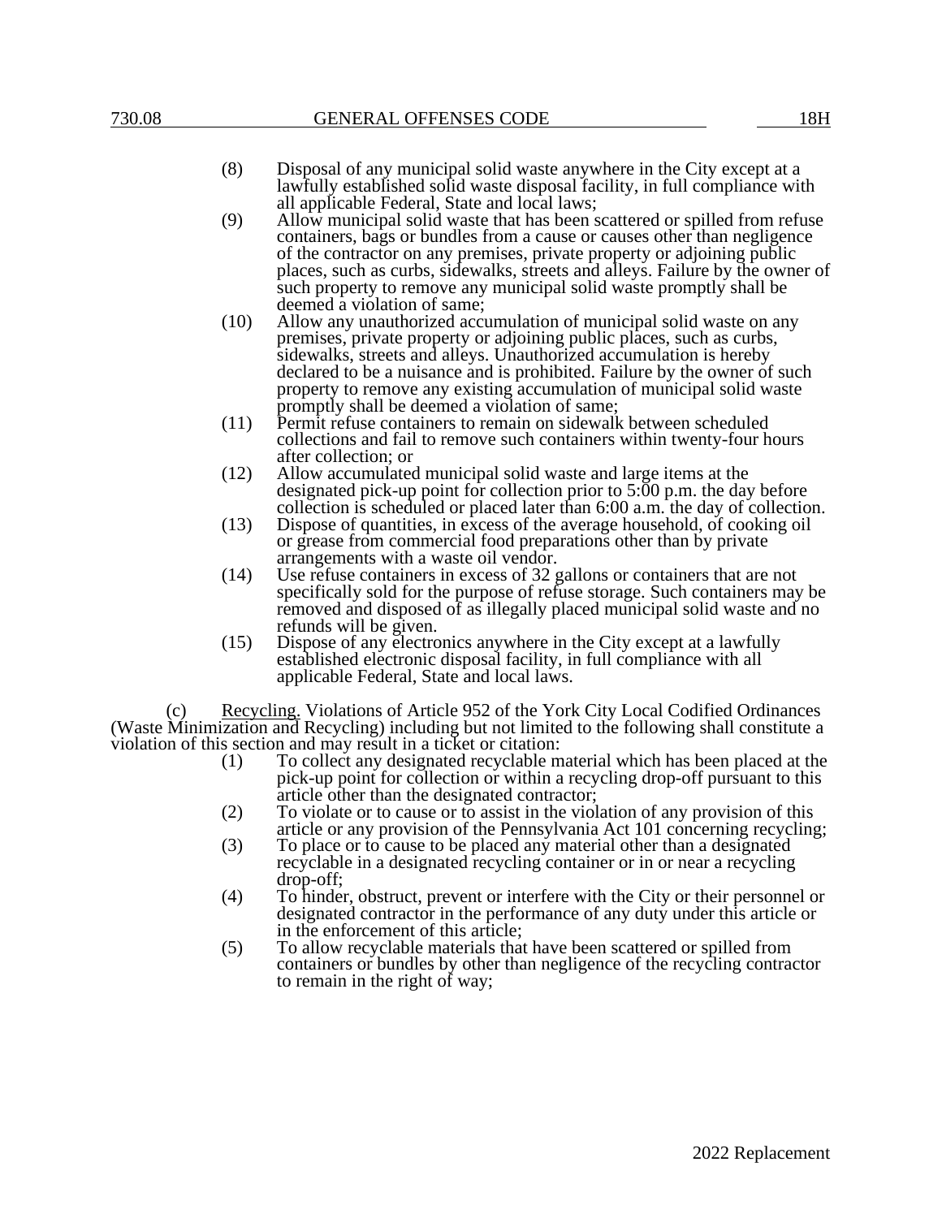(8) Disposal of any municipal solid waste anywhere in the City except at a lawfully established solid waste disposal facility, in full compliance with all applicable Federal, State and local laws;

(9) Allow municipal solid waste that has been scattered or spilled from refuse containers, bags or bundles from a cause or causes other than negligence of the contractor on any premises, private property or adjoining public places, such as curbs, sidewalks, streets and alleys. Failure by the owner of such property to remove any municipal solid waste promptly shall be deemed a violation of same;

(10) Allow any unauthorized accumulation of municipal solid waste on any premises, private property or adjoining public places, such as curbs, sidewalks, streets and alleys. Unauthorized accumulation is hereby declared to be a nuisance and is prohibited. Failure by the owner of such property to remove any existing accumulation of municipal solid waste promptly shall be deemed a violation of same;

(11) Permit refuse containers to remain on sidewalk between scheduled collections and fail to remove such containers within twenty-four hours after collection; or

(12) Allow accumulated municipal solid waste and large items at the designated pick-up point for collection prior to 5:00 p.m. the day before collection is scheduled or placed later than 6:00 a.m. the day of collection.

(13) Dispose of quantities, in excess of the average household, of cooking oil or grease from commercial food preparations other than by private arrangements with a waste oil vendor.

(14) Use refuse containers in excess of 32 gallons or containers that are not specifically sold for the purpose of refuse storage. Such containers may be removed and disposed of as illegally placed municipal solid waste and no refunds will be given.

(15) Dispose of any electronics anywhere in the City except at a lawfully established electronic disposal facility, in full compliance with all applicable Federal, State and local laws.

(c) Recycling. Violations of Article 952 of the York City Local Codified Ordinances (Waste Minimization and Recycling) including but not limited to the following shall constitute a violation of this section and may result in a ticket or citation:

(1) To collect any designated recyclable material which has been placed at the pick-up point for collection or within a recycling drop-off pursuant to this article other than the designated contractor;

(2) To violate or to cause or to assist in the violation of any provision of this article or any provision of the Pennsylvania Act 101 concerning recycling;

(3) To place or to cause to be placed any material other than a designated recyclable in a designated recycling container or in or near a recycling drop-off;

(4) To hinder, obstruct, prevent or interfere with the City or their personnel or designated contractor in the performance of any duty under this article or in the enforcement of this article;

(5) To allow recyclable materials that have been scattered or spilled from containers or bundles by other than negligence of the recycling contractor to remain in the right of way;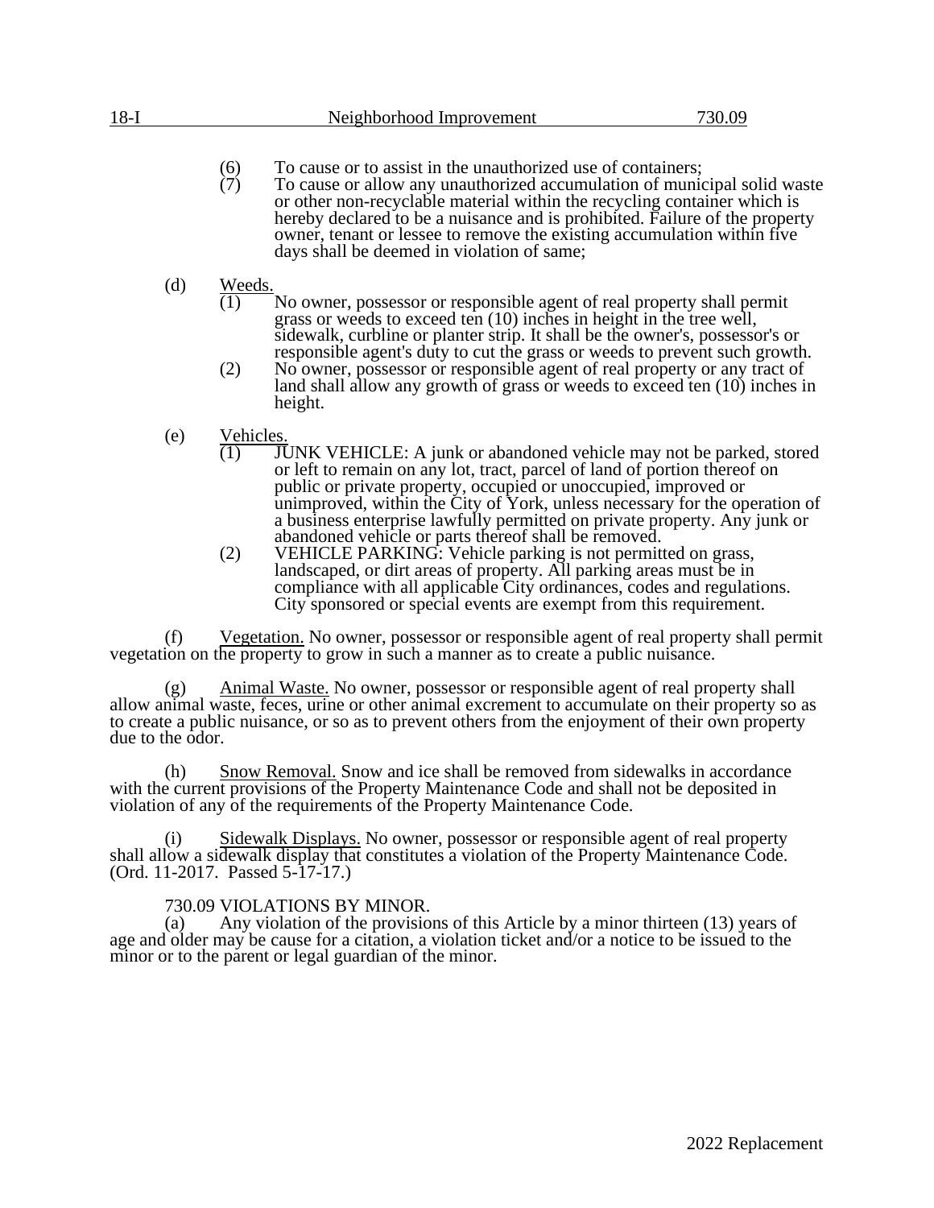(6) To cause or to assist in the unauthorized use of containers;

(7) To cause or allow any unauthorized accumulation of municipal solid waste or other non-recyclable material within the recycling container which is hereby declared to be a nuisance and is prohibited. Failure of the property owner, tenant or lessee to remove the existing accumulation within five days shall be deemed in violation of same;

(d) Weeds.

(1) No owner, possessor or responsible agent of real property shall permit grass or weeds to exceed ten (10) inches in height in the tree well, sidewalk, curbline or planter strip. It shall be the owner's, possessor's or responsible agent's duty to cut the grass or weeds to prevent such growth.

(2) No owner, possessor or responsible agent of real property or any tract of land shall allow any growth of grass or weeds to exceed ten (10) inches in height.

(e) Vehicles.

(1) JUNK VEHICLE: A junk or abandoned vehicle may not be parked, stored or left to remain on any lot, tract, parcel of land of portion thereof on public or private property, occupied or unoccupied, improved or unimproved, within the City of York, unless necessary for the operation of a business enterprise lawfully permitted on private property. Any junk or abandoned vehicle or parts thereof shall be removed.

(2) VEHICLE PARKING: Vehicle parking is not permitted on grass, landscaped, or dirt areas of property. All parking areas must be in compliance with all applicable City ordinances, codes and regulations. City sponsored or special events are exempt from this requirement.

(f) Vegetation. No owner, possessor or responsible agent of real property shall permit vegetation on the property to grow in such a manner as to create a public nuisance.

(g) Animal Waste. No owner, possessor or responsible agent of real property shall allow animal waste, feces, urine or other animal excrement to accumulate on their property so as to create a public nuisance, or so as to prevent others from the enjoyment of their own property due to the odor.

(h) Snow Removal. Snow and ice shall be removed from sidewalks in accordance with the current provisions of the Property Maintenance Code and shall not be deposited in violation of any of the requirements of the Property Maintenance Code.

(i) Sidewalk Displays. No owner, possessor or responsible agent of real property shall allow a sidewalk display that constitutes a violation of the Property Maintenance Code.
(Ord. 11-2017. Passed 5-17-17.)

730.09 VIOLATIONS BY MINOR.

(a) Any violation of the provisions of this Article by a minor thirteen (13) years of age and older may be cause for a citation, a violation ticket and/or a notice to be issued to the minor or to the parent or legal guardian of the minor.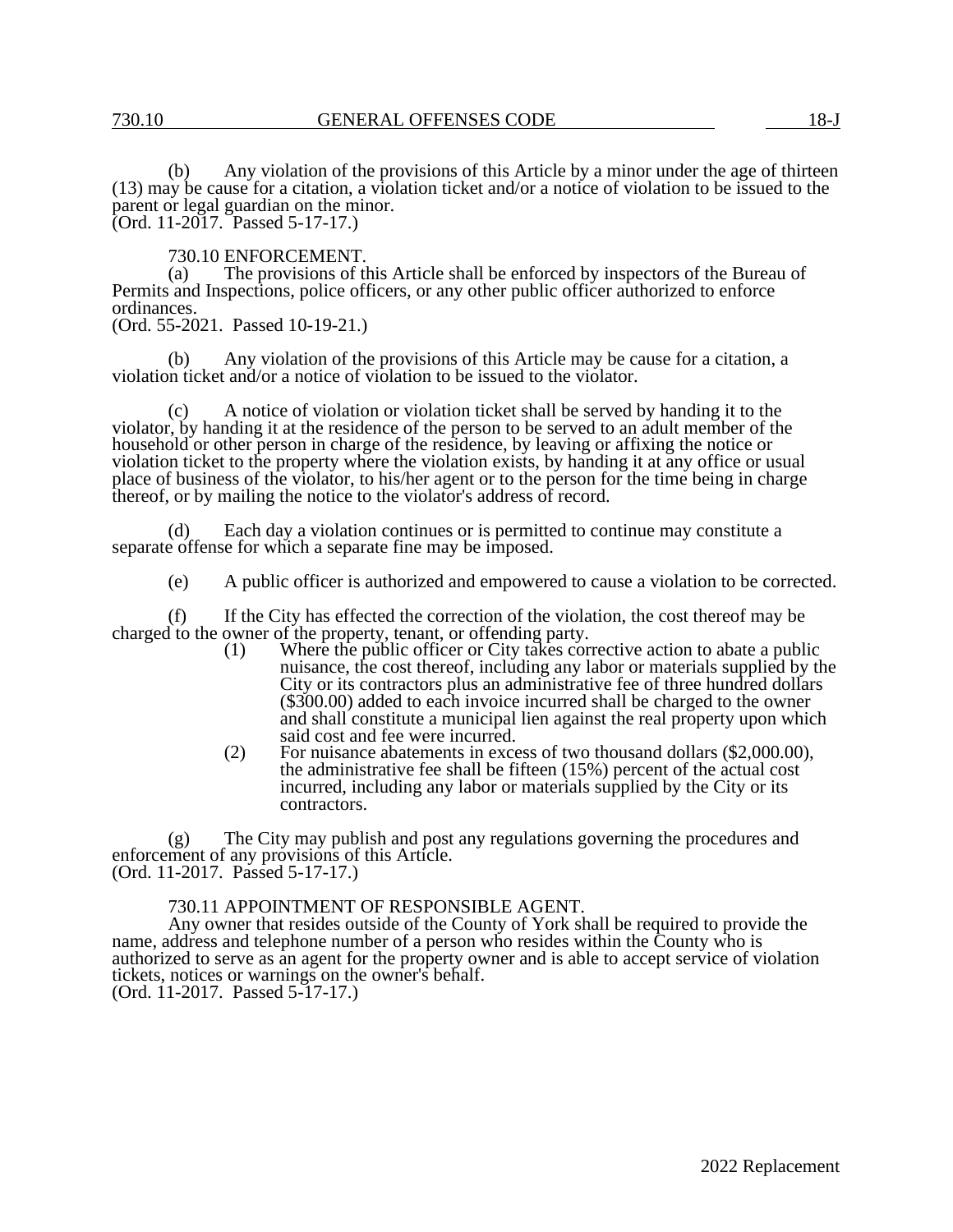(b) Any violation of the provisions of this Article by a minor under the age of thirteen (13) may be cause for a citation, a violation ticket and/or a notice of violation to be issued to the parent or legal guardian on the minor.
(Ord. 11-2017. Passed 5-17-17.)

730.10 ENFORCEMENT.

(a) The provisions of this Article shall be enforced by inspectors of the Bureau of Permits and Inspections, police officers, or any other public officer authorized to enforce ordinances.
(Ord. 55-2021. Passed 10-19-21.)

(b) Any violation of the provisions of this Article may be cause for a citation, a violation ticket and/or a notice of violation to be issued to the violator.

(c) A notice of violation or violation ticket shall be served by handing it to the violator, by handing it at the residence of the person to be served to an adult member of the household or other person in charge of the residence, by leaving or affixing the notice or violation ticket to the property where the violation exists, by handing it at any office or usual place of business of the violator, to his/her agent or to the person for the time being in charge thereof, or by mailing the notice to the violator's address of record.

(d) Each day a violation continues or is permitted to continue may constitute a separate offense for which a separate fine may be imposed.

(e) A public officer is authorized and empowered to cause a violation to be corrected.

(f) If the City has effected the correction of the violation, the cost thereof may be charged to the owner of the property, tenant, or offending party.

(1) Where the public officer or City takes corrective action to abate a public nuisance, the cost thereof, including any labor or materials supplied by the City or its contractors plus an administrative fee of three hundred dollars ($300.00) added to each invoice incurred shall be charged to the owner and shall constitute a municipal lien against the real property upon which said cost and fee were incurred.

(2) For nuisance abatements in excess of two thousand dollars ($2,000.00), the administrative fee shall be fifteen (15%) percent of the actual cost incurred, including any labor or materials supplied by the City or its contractors.

(g) The City may publish and post any regulations governing the procedures and enforcement of any provisions of this Article.
(Ord. 11-2017. Passed 5-17-17.)

730.11 APPOINTMENT OF RESPONSIBLE AGENT.

Any owner that resides outside of the County of York shall be required to provide the name, address and telephone number of a person who resides within the County who is authorized to serve as an agent for the property owner and is able to accept service of violation tickets, notices or warnings on the owner's behalf.
(Ord. 11-2017. Passed 5-17-17.)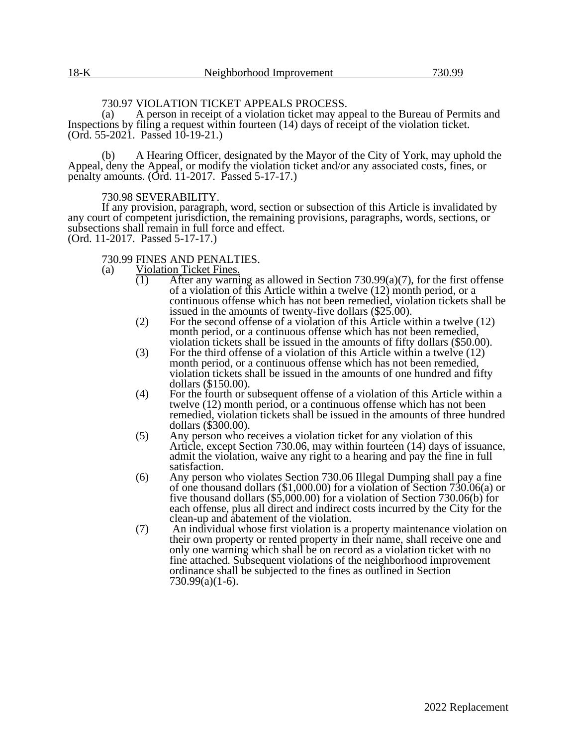730.97 VIOLATION TICKET APPEALS PROCESS.

(a) A person in receipt of a violation ticket may appeal to the Bureau of Permits and Inspections by filing a request within fourteen (14) days of receipt of the violation ticket. (Ord. 55-2021. Passed 10-19-21.)

(b) A Hearing Officer, designated by the Mayor of the City of York, may uphold the Appeal, deny the Appeal, or modify the violation ticket and/or any associated costs, fines, or penalty amounts. (Ord. 11-2017. Passed 5-17-17.)

730.98 SEVERABILITY.

If any provision, paragraph, word, section or subsection of this Article is invalidated by any court of competent jurisdiction, the remaining provisions, paragraphs, words, sections, or subsections shall remain in full force and effect.
(Ord. 11-2017. Passed 5-17-17.)

730.99 FINES AND PENALTIES.

(a) Violation Ticket Fines.

(1) After any warning as allowed in Section 730.99(a)(7), for the first offense of a violation of this Article within a twelve (12) month period, or a continuous offense which has not been remedied, violation tickets shall be issued in the amounts of twenty-five dollars ($25.00).

(2) For the second offense of a violation of this Article within a twelve (12) month period, or a continuous offense which has not been remedied, violation tickets shall be issued in the amounts of fifty dollars ($50.00).

(3) For the third offense of a violation of this Article within a twelve (12) month period, or a continuous offense which has not been remedied, violation tickets shall be issued in the amounts of one hundred and fifty dollars ($150.00).

(4) For the fourth or subsequent offense of a violation of this Article within a twelve (12) month period, or a continuous offense which has not been remedied, violation tickets shall be issued in the amounts of three hundred dollars ($300.00).

(5) Any person who receives a violation ticket for any violation of this Article, except Section 730.06, may within fourteen (14) days of issuance, admit the violation, waive any right to a hearing and pay the fine in full satisfaction.

(6) Any person who violates Section 730.06 Illegal Dumping shall pay a fine of one thousand dollars ($1,000.00) for a violation of Section 730.06(a) or five thousand dollars ($5,000.00) for a violation of Section 730.06(b) for each offense, plus all direct and indirect costs incurred by the City for the clean-up and abatement of the violation.

(7) An individual whose first violation is a property maintenance violation on their own property or rented property in their name, shall receive one and only one warning which shall be on record as a violation ticket with no fine attached. Subsequent violations of the neighborhood improvement ordinance shall be subjected to the fines as outlined in Section 730.99(a)(1-6).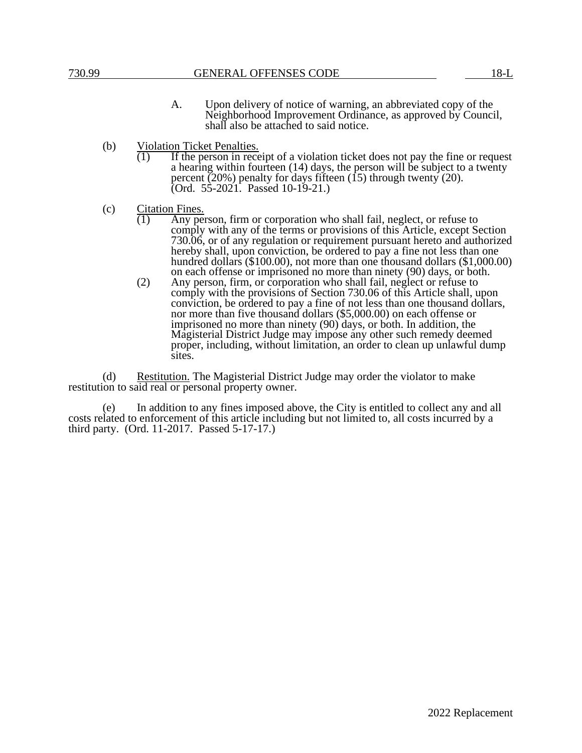A. Upon delivery of notice of warning, an abbreviated copy of the Neighborhood Improvement Ordinance, as approved by Council, shall also be attached to said notice.

(b) Violation Ticket Penalties.

(1) If the person in receipt of a violation ticket does not pay the fine or request a hearing within fourteen (14) days, the person will be subject to a twenty percent (20%) penalty for days fifteen (15) through twenty (20). (Ord. 55-2021. Passed 10-19-21.)

(c) Citation Fines.

(1) Any person, firm or corporation who shall fail, neglect, or refuse to comply with any of the terms or provisions of this Article, except Section 730.06, or of any regulation or requirement pursuant hereto and authorized hereby shall, upon conviction, be ordered to pay a fine not less than one hundred dollars ($100.00), not more than one thousand dollars ($1,000.00) on each offense or imprisoned no more than ninety (90) days, or both.

(2) Any person, firm, or corporation who shall fail, neglect or refuse to comply with the provisions of Section 730.06 of this Article shall, upon conviction, be ordered to pay a fine of not less than one thousand dollars, nor more than five thousand dollars ($5,000.00) on each offense or imprisoned no more than ninety (90) days, or both. In addition, the Magisterial District Judge may impose any other such remedy deemed proper, including, without limitation, an order to clean up unlawful dump sites.

(d) Restitution. The Magisterial District Judge may order the violator to make restitution to said real or personal property owner.

(e) In addition to any fines imposed above, the City is entitled to collect any and all costs related to enforcement of this article including but not limited to, all costs incurred by a third party. (Ord. 11-2017. Passed 5-17-17.)